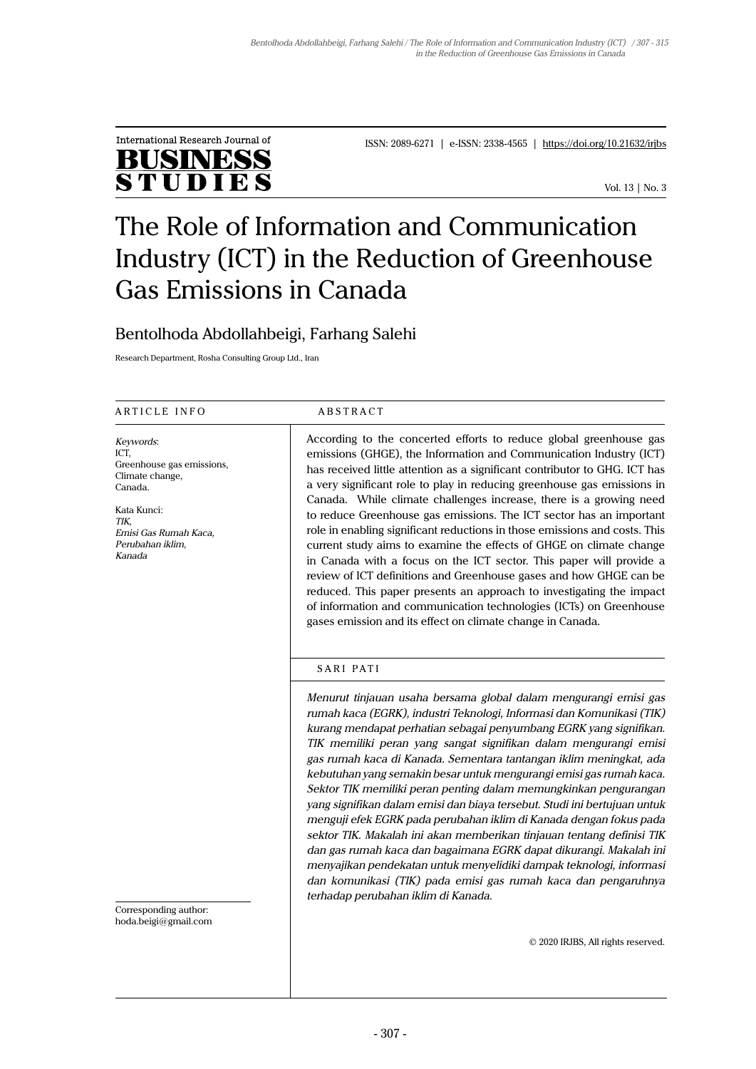International Research Journal of **BUSINESS STUDIES**

ISSN: 2089-6271 | e-ISSN: 2338-4565 | https://doi.org/10.21632/irjbs

Vol. 13 | No. 3

# The Role of Information and Communication Industry (ICT) in the Reduction of Greenhouse Gas Emissions in Canada

Bentolhoda Abdollahbeigi, Farhang Salehi

Research Department, Rosha Consulting Group Ltd., Iran

## ARTICLE INFO

*Keywords*:
ICT,
Greenhouse gas emissions,
Climate change,
Canada.

Kata Kunci:
*TIK,*
*Emisi Gas Rumah Kaca,*
*Perubahan iklim,*
*Kanada*

Corresponding author:
hoda.beigi@gmail.com

## ABSTRACT

According to the concerted efforts to reduce global greenhouse gas emissions (GHGE), the Information and Communication Industry (ICT) has received little attention as a significant contributor to GHG. ICT has a very significant role to play in reducing greenhouse gas emissions in Canada. While climate challenges increase, there is a growing need to reduce Greenhouse gas emissions. The ICT sector has an important role in enabling significant reductions in those emissions and costs. This current study aims to examine the effects of GHGE on climate change in Canada with a focus on the ICT sector. This paper will provide a review of ICT definitions and Greenhouse gases and how GHGE can be reduced. This paper presents an approach to investigating the impact of information and communication technologies (ICTs) on Greenhouse gases emission and its effect on climate change in Canada.

## SARI PATI

*Menurut tinjauan usaha bersama global dalam mengurangi emisi gas rumah kaca (EGRK), industri Teknologi, Informasi dan Komunikasi (TIK) kurang mendapat perhatian sebagai penyumbang EGRK yang signifikan. TIK memiliki peran yang sangat signifikan dalam mengurangi emisi gas rumah kaca di Kanada. Sementara tantangan iklim meningkat, ada kebutuhan yang semakin besar untuk mengurangi emisi gas rumah kaca. Sektor TIK memiliki peran penting dalam memungkinkan pengurangan yang signifikan dalam emisi dan biaya tersebut. Studi ini bertujuan untuk menguji efek EGRK pada perubahan iklim di Kanada dengan fokus pada sektor TIK. Makalah ini akan memberikan tinjauan tentang definisi TIK dan gas rumah kaca dan bagaimana EGRK dapat dikurangi. Makalah ini menyajikan pendekatan untuk menyelidiki dampak teknologi, informasi dan komunikasi (TIK) pada emisi gas rumah kaca dan pengaruhnya terhadap perubahan iklim di Kanada.*

© 2020 IRJBS, All rights reserved.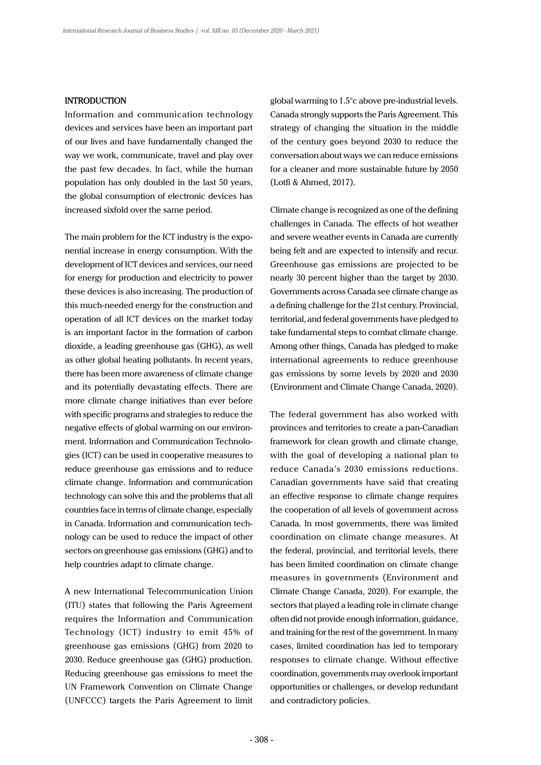## INTRODUCTION

Information and communication technology devices and services have been an important part of our lives and have fundamentally changed the way we work, communicate, travel and play over the past few decades. In fact, while the human population has only doubled in the last 50 years, the global consumption of electronic devices has increased sixfold over the same period.

The main problem for the ICT industry is the exponential increase in energy consumption. With the development of ICT devices and services, our need for energy for production and electricity to power these devices is also increasing. The production of this much-needed energy for the construction and operation of all ICT devices on the market today is an important factor in the formation of carbon dioxide, a leading greenhouse gas (GHG), as well as other global heating pollutants. In recent years, there has been more awareness of climate change and its potentially devastating effects. There are more climate change initiatives than ever before with specific programs and strategies to reduce the negative effects of global warming on our environment. Information and Communication Technologies (ICT) can be used in cooperative measures to reduce greenhouse gas emissions and to reduce climate change. Information and communication technology can solve this and the problems that all countries face in terms of climate change, especially in Canada. Information and communication technology can be used to reduce the impact of other sectors on greenhouse gas emissions (GHG) and to help countries adapt to climate change.

A new International Telecommunication Union (ITU) states that following the Paris Agreement requires the Information and Communication Technology (ICT) industry to emit 45% of greenhouse gas emissions (GHG) from 2020 to 2030. Reduce greenhouse gas (GHG) production. Reducing greenhouse gas emissions to meet the UN Framework Convention on Climate Change (UNFCCC) targets the Paris Agreement to limit global warming to 1.5°c above pre-industrial levels. Canada strongly supports the Paris Agreement. This strategy of changing the situation in the middle of the century goes beyond 2030 to reduce the conversation about ways we can reduce emissions for a cleaner and more sustainable future by 2050 (Lotfi & Ahmed, 2017).

Climate change is recognized as one of the defining challenges in Canada. The effects of hot weather and severe weather events in Canada are currently being felt and are expected to intensify and recur. Greenhouse gas emissions are projected to be nearly 30 percent higher than the target by 2030. Governments across Canada see climate change as a defining challenge for the 21st century. Provincial, territorial, and federal governments have pledged to take fundamental steps to combat climate change. Among other things, Canada has pledged to make international agreements to reduce greenhouse gas emissions by some levels by 2020 and 2030 (Environment and Climate Change Canada, 2020).

The federal government has also worked with provinces and territories to create a pan-Canadian framework for clean growth and climate change, with the goal of developing a national plan to reduce Canada's 2030 emissions reductions. Canadian governments have said that creating an effective response to climate change requires the cooperation of all levels of government across Canada. In most governments, there was limited coordination on climate change measures. At the federal, provincial, and territorial levels, there has been limited coordination on climate change measures in governments (Environment and Climate Change Canada, 2020). For example, the sectors that played a leading role in climate change often did not provide enough information, guidance, and training for the rest of the government. In many cases, limited coordination has led to temporary responses to climate change. Without effective coordination, governments may overlook important opportunities or challenges, or develop redundant and contradictory policies.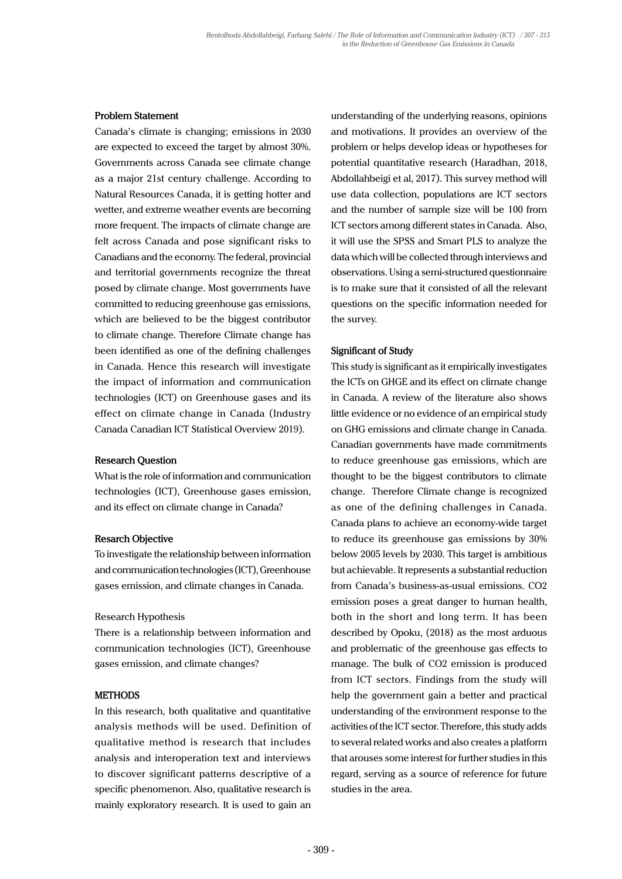#### Problem Statement

Canada's climate is changing; emissions in 2030 are expected to exceed the target by almost 30%. Governments across Canada see climate change as a major 21st century challenge. According to Natural Resources Canada, it is getting hotter and wetter, and extreme weather events are becoming more frequent. The impacts of climate change are felt across Canada and pose significant risks to Canadians and the economy. The federal, provincial and territorial governments recognize the threat posed by climate change. Most governments have committed to reducing greenhouse gas emissions, which are believed to be the biggest contributor to climate change. Therefore Climate change has been identified as one of the defining challenges in Canada. Hence this research will investigate the impact of information and communication technologies (ICT) on Greenhouse gases and its effect on climate change in Canada (Industry Canada Canadian ICT Statistical Overview 2019).

#### Research Question

What is the role of information and communication technologies (ICT), Greenhouse gases emission, and its effect on climate change in Canada?

#### Resarch Objective

To investigate the relationship between information and communication technologies (ICT), Greenhouse gases emission, and climate changes in Canada.

Research Hypothesis

There is a relationship between information and communication technologies (ICT), Greenhouse gases emission, and climate changes?

#### METHODS

In this research, both qualitative and quantitative analysis methods will be used. Definition of qualitative method is research that includes analysis and interoperation text and interviews to discover significant patterns descriptive of a specific phenomenon. Also, qualitative research is mainly exploratory research. It is used to gain an understanding of the underlying reasons, opinions and motivations. It provides an overview of the problem or helps develop ideas or hypotheses for potential quantitative research (Haradhan, 2018, Abdollahbeigi et al, 2017). This survey method will use data collection, populations are ICT sectors and the number of sample size will be 100 from ICT sectors among different states in Canada. Also, it will use the SPSS and Smart PLS to analyze the data which will be collected through interviews and observations. Using a semi-structured questionnaire is to make sure that it consisted of all the relevant questions on the specific information needed for the survey.

#### Significant of Study

This study is significant as it empirically investigates the ICTs on GHGE and its effect on climate change in Canada. A review of the literature also shows little evidence or no evidence of an empirical study on GHG emissions and climate change in Canada. Canadian governments have made commitments to reduce greenhouse gas emissions, which are thought to be the biggest contributors to climate change. Therefore Climate change is recognized as one of the defining challenges in Canada. Canada plans to achieve an economy-wide target to reduce its greenhouse gas emissions by 30% below 2005 levels by 2030. This target is ambitious but achievable. It represents a substantial reduction from Canada's business-as-usual emissions. $CO_2$ emission poses a great danger to human health, both in the short and long term. It has been described by Opoku, (2018) as the most arduous and problematic of the greenhouse gas effects to manage. The bulk of $CO_2$ emission is produced from ICT sectors. Findings from the study will help the government gain a better and practical understanding of the environment response to the activities of the ICT sector. Therefore, this study adds to several related works and also creates a platform that arouses some interest for further studies in this regard, serving as a source of reference for future studies in the area.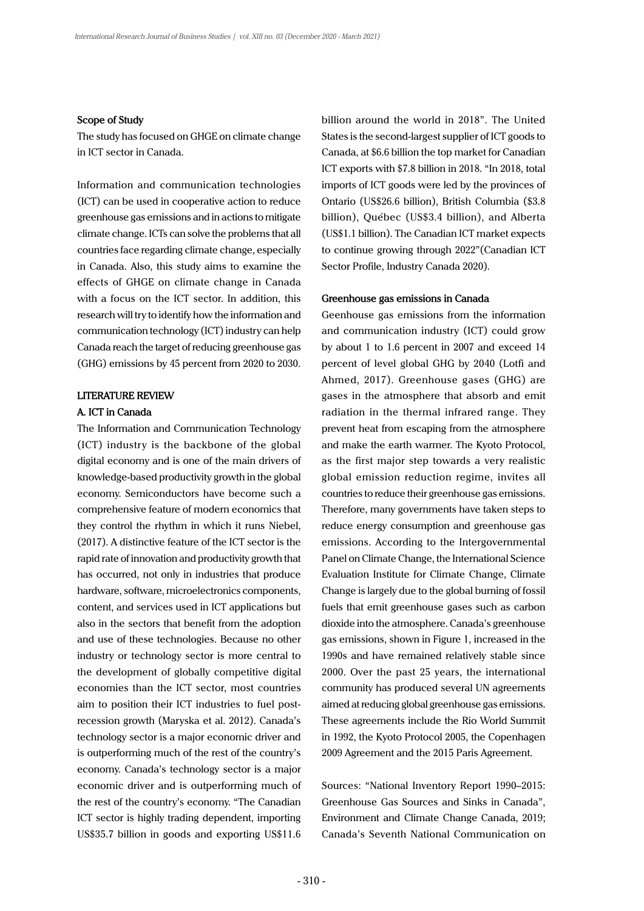**Scope of Study**

The study has focused on GHGE on climate change in ICT sector in Canada.

Information and communication technologies (ICT) can be used in cooperative action to reduce greenhouse gas emissions and in actions to mitigate climate change. ICTs can solve the problems that all countries face regarding climate change, especially in Canada. Also, this study aims to examine the effects of GHGE on climate change in Canada with a focus on the ICT sector. In addition, this research will try to identify how the information and communication technology (ICT) industry can help Canada reach the target of reducing greenhouse gas (GHG) emissions by 45 percent from 2020 to 2030.

## LITERATURE REVIEW

### A. ICT in Canada

The Information and Communication Technology (ICT) industry is the backbone of the global digital economy and is one of the main drivers of knowledge-based productivity growth in the global economy. Semiconductors have become such a comprehensive feature of modern economics that they control the rhythm in which it runs Niebel, (2017). A distinctive feature of the ICT sector is the rapid rate of innovation and productivity growth that has occurred, not only in industries that produce hardware, software, microelectronics components, content, and services used in ICT applications but also in the sectors that benefit from the adoption and use of these technologies. Because no other industry or technology sector is more central to the development of globally competitive digital economies than the ICT sector, most countries aim to position their ICT industries to fuel post-recession growth (Maryska et al. 2012). Canada's technology sector is a major economic driver and is outperforming much of the rest of the country's economy. Canada's technology sector is a major economic driver and is outperforming much of the rest of the country's economy. "The Canadian ICT sector is highly trading dependent, importing US$35.7 billion in goods and exporting US$11.6 billion around the world in 2018". The United States is the second-largest supplier of ICT goods to Canada, at $6.6 billion the top market for Canadian ICT exports with $7.8 billion in 2018. "In 2018, total imports of ICT goods were led by the provinces of Ontario (US$26.6 billion), British Columbia ($3.8 billion), Québec (US$3.4 billion), and Alberta (US$1.1 billion). The Canadian ICT market expects to continue growing through 2022"(Canadian ICT Sector Profile, Industry Canada 2020).

**Greenhouse gas emissions in Canada**

Geenhouse gas emissions from the information and communication industry (ICT) could grow by about 1 to 1.6 percent in 2007 and exceed 14 percent of level global GHG by 2040 (Lotfi and Ahmed, 2017). Greenhouse gases (GHG) are gases in the atmosphere that absorb and emit radiation in the thermal infrared range. They prevent heat from escaping from the atmosphere and make the earth warmer. The Kyoto Protocol, as the first major step towards a very realistic global emission reduction regime, invites all countries to reduce their greenhouse gas emissions. Therefore, many governments have taken steps to reduce energy consumption and greenhouse gas emissions. According to the Intergovernmental Panel on Climate Change, the International Science Evaluation Institute for Climate Change, Climate Change is largely due to the global burning of fossil fuels that emit greenhouse gases such as carbon dioxide into the atmosphere. Canada's greenhouse gas emissions, shown in Figure 1, increased in the 1990s and have remained relatively stable since 2000. Over the past 25 years, the international community has produced several UN agreements aimed at reducing global greenhouse gas emissions. These agreements include the Rio World Summit in 1992, the Kyoto Protocol 2005, the Copenhagen 2009 Agreement and the 2015 Paris Agreement.

Sources: "National Inventory Report 1990–2015: Greenhouse Gas Sources and Sinks in Canada", Environment and Climate Change Canada, 2019; Canada's Seventh National Communication on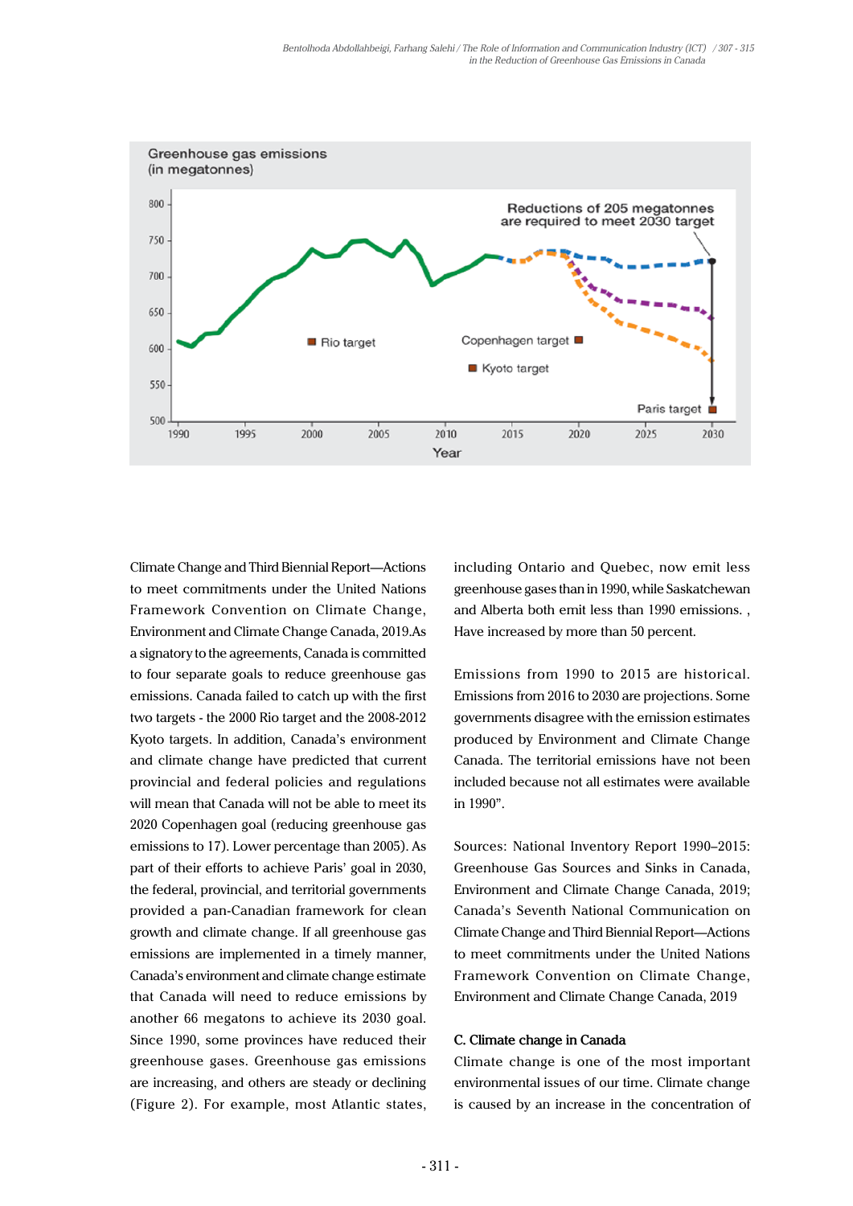Greenhouse gas emissions (in megatonnes)

Reductions of 205 megatonnes are required to meet 2030 target

Rio target

Copenhagen target

Kyoto target

Paris target

Year

Climate Change and Third Biennial Report—Actions to meet commitments under the United Nations Framework Convention on Climate Change, Environment and Climate Change Canada, 2019.As a signatory to the agreements, Canada is committed to four separate goals to reduce greenhouse gas emissions. Canada failed to catch up with the first two targets - the 2000 Rio target and the 2008-2012 Kyoto targets. In addition, Canada's environment and climate change have predicted that current provincial and federal policies and regulations will mean that Canada will not be able to meet its 2020 Copenhagen goal (reducing greenhouse gas emissions to 17). Lower percentage than 2005). As part of their efforts to achieve Paris' goal in 2030, the federal, provincial, and territorial governments provided a pan-Canadian framework for clean growth and climate change. If all greenhouse gas emissions are implemented in a timely manner, Canada's environment and climate change estimate that Canada will need to reduce emissions by another 66 megatons to achieve its 2030 goal. Since 1990, some provinces have reduced their greenhouse gases. Greenhouse gas emissions are increasing, and others are steady or declining (Figure 2). For example, most Atlantic states, including Ontario and Quebec, now emit less greenhouse gases than in 1990, while Saskatchewan and Alberta both emit less than 1990 emissions. , Have increased by more than 50 percent.

Emissions from 1990 to 2015 are historical. Emissions from 2016 to 2030 are projections. Some governments disagree with the emission estimates produced by Environment and Climate Change Canada. The territorial emissions have not been included because not all estimates were available in 1990".

Sources: National Inventory Report 1990–2015: Greenhouse Gas Sources and Sinks in Canada, Environment and Climate Change Canada, 2019; Canada's Seventh National Communication on Climate Change and Third Biennial Report—Actions to meet commitments under the United Nations Framework Convention on Climate Change, Environment and Climate Change Canada, 2019

### C. Climate change in Canada

Climate change is one of the most important environmental issues of our time. Climate change is caused by an increase in the concentration of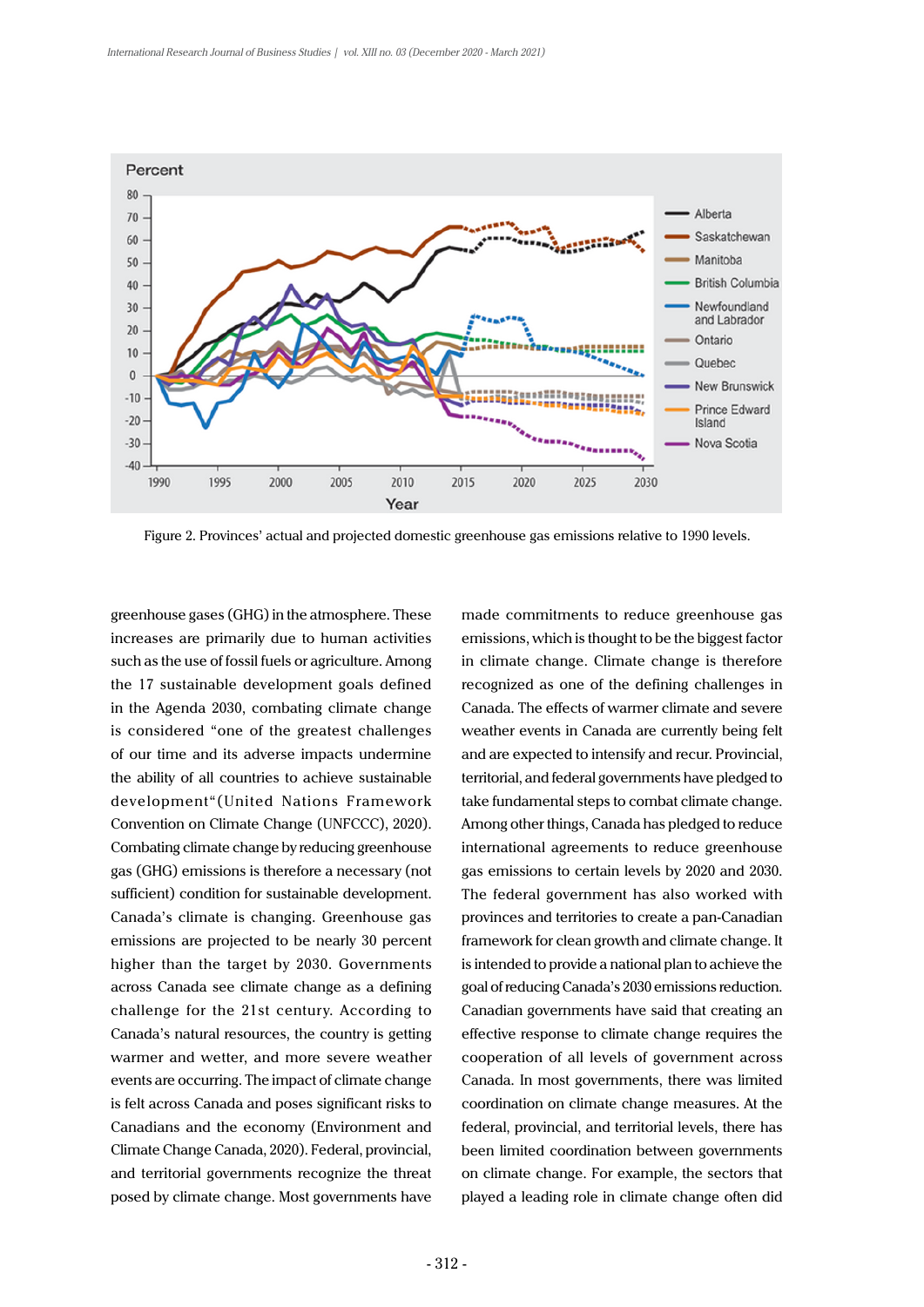Figure 2. Provinces' actual and projected domestic greenhouse gas emissions relative to 1990 levels.

greenhouse gases (GHG) in the atmosphere. These increases are primarily due to human activities such as the use of fossil fuels or agriculture. Among the 17 sustainable development goals defined in the Agenda 2030, combating climate change is considered "one of the greatest challenges of our time and its adverse impacts undermine the ability of all countries to achieve sustainable development"(United Nations Framework Convention on Climate Change (UNFCCC), 2020). Combating climate change by reducing greenhouse gas (GHG) emissions is therefore a necessary (not sufficient) condition for sustainable development. Canada's climate is changing. Greenhouse gas emissions are projected to be nearly 30 percent higher than the target by 2030. Governments across Canada see climate change as a defining challenge for the 21st century. According to Canada's natural resources, the country is getting warmer and wetter, and more severe weather events are occurring. The impact of climate change is felt across Canada and poses significant risks to Canadians and the economy (Environment and Climate Change Canada, 2020). Federal, provincial, and territorial governments recognize the threat posed by climate change. Most governments have made commitments to reduce greenhouse gas emissions, which is thought to be the biggest factor in climate change. Climate change is therefore recognized as one of the defining challenges in Canada. The effects of warmer climate and severe weather events in Canada are currently being felt and are expected to intensify and recur. Provincial, territorial, and federal governments have pledged to take fundamental steps to combat climate change. Among other things, Canada has pledged to reduce international agreements to reduce greenhouse gas emissions to certain levels by 2020 and 2030. The federal government has also worked with provinces and territories to create a pan-Canadian framework for clean growth and climate change. It is intended to provide a national plan to achieve the goal of reducing Canada's 2030 emissions reduction. Canadian governments have said that creating an effective response to climate change requires the cooperation of all levels of government across Canada. In most governments, there was limited coordination on climate change measures. At the federal, provincial, and territorial levels, there has been limited coordination between governments on climate change. For example, the sectors that played a leading role in climate change often did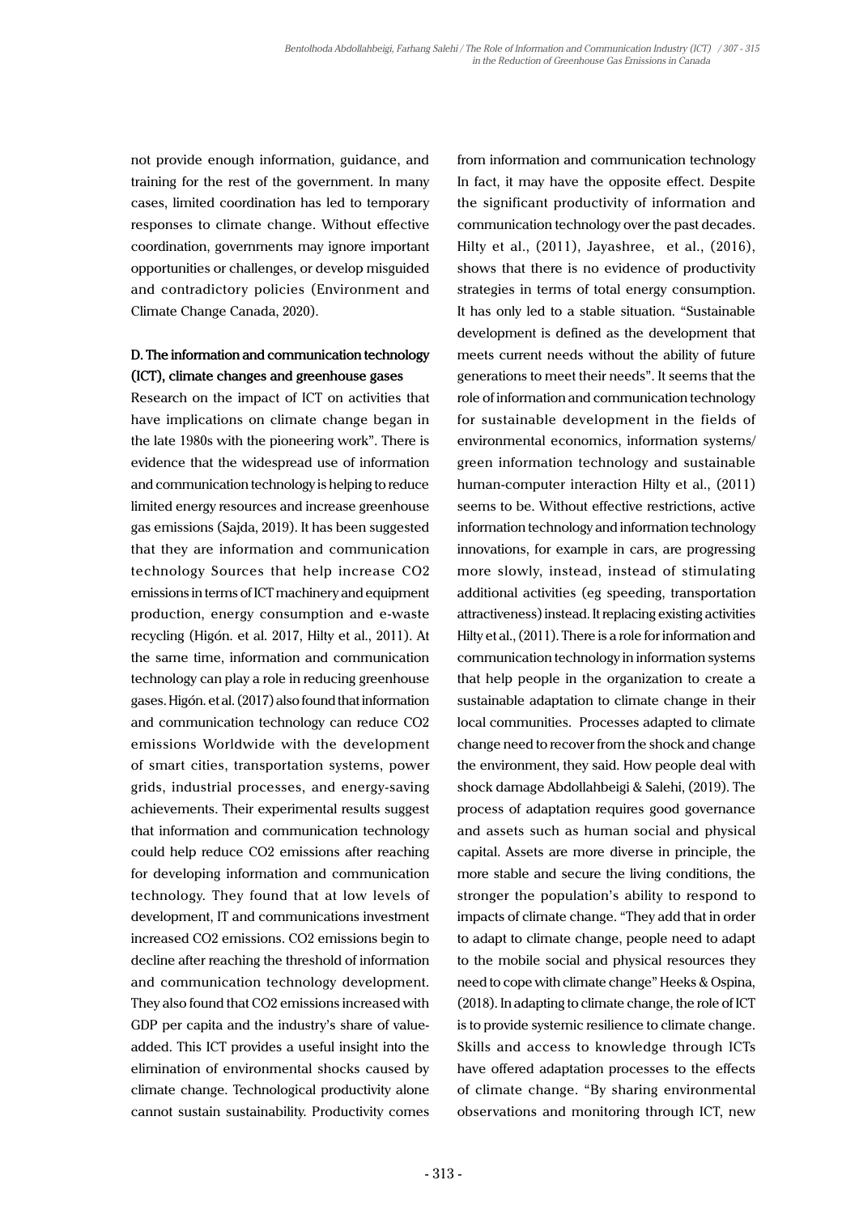not provide enough information, guidance, and training for the rest of the government. In many cases, limited coordination has led to temporary responses to climate change. Without effective coordination, governments may ignore important opportunities or challenges, or develop misguided and contradictory policies (Environment and Climate Change Canada, 2020).

**D. The information and communication technology (ICT), climate changes and greenhouse gases**

Research on the impact of ICT on activities that have implications on climate change began in the late 1980s with the pioneering work". There is evidence that the widespread use of information and communication technology is helping to reduce limited energy resources and increase greenhouse gas emissions (Sajda, 2019). It has been suggested that they are information and communication technology Sources that help increase $CO_2$ emissions in terms of ICT machinery and equipment production, energy consumption and e-waste recycling (Higón. et al. 2017, Hilty et al., 2011). At the same time, information and communication technology can play a role in reducing greenhouse gases. Higón. et al. (2017) also found that information and communication technology can reduce $CO_2$ emissions Worldwide with the development of smart cities, transportation systems, power grids, industrial processes, and energy-saving achievements. Their experimental results suggest that information and communication technology could help reduce $CO_2$ emissions after reaching for developing information and communication technology. They found that at low levels of development, IT and communications investment increased $CO_2$ emissions. $CO_2$ emissions begin to decline after reaching the threshold of information and communication technology development. They also found that $CO_2$ emissions increased with GDP per capita and the industry's share of value-added. This ICT provides a useful insight into the elimination of environmental shocks caused by climate change. Technological productivity alone cannot sustain sustainability. Productivity comes from information and communication technology In fact, it may have the opposite effect. Despite the significant productivity of information and communication technology over the past decades. Hilty et al., (2011), Jayashree, et al., (2016), shows that there is no evidence of productivity strategies in terms of total energy consumption. It has only led to a stable situation. "Sustainable development is defined as the development that meets current needs without the ability of future generations to meet their needs". It seems that the role of information and communication technology for sustainable development in the fields of environmental economics, information systems/ green information technology and sustainable human-computer interaction Hilty et al., (2011) seems to be. Without effective restrictions, active information technology and information technology innovations, for example in cars, are progressing more slowly, instead, instead of stimulating additional activities (eg speeding, transportation attractiveness) instead. It replacing existing activities Hilty et al., (2011). There is a role for information and communication technology in information systems that help people in the organization to create a sustainable adaptation to climate change in their local communities. Processes adapted to climate change need to recover from the shock and change the environment, they said. How people deal with shock damage Abdollahbeigi & Salehi, (2019). The process of adaptation requires good governance and assets such as human social and physical capital. Assets are more diverse in principle, the more stable and secure the living conditions, the stronger the population's ability to respond to impacts of climate change. "They add that in order to adapt to climate change, people need to adapt to the mobile social and physical resources they need to cope with climate change" Heeks & Ospina, (2018). In adapting to climate change, the role of ICT is to provide systemic resilience to climate change. Skills and access to knowledge through ICTs have offered adaptation processes to the effects of climate change. "By sharing environmental observations and monitoring through ICT, new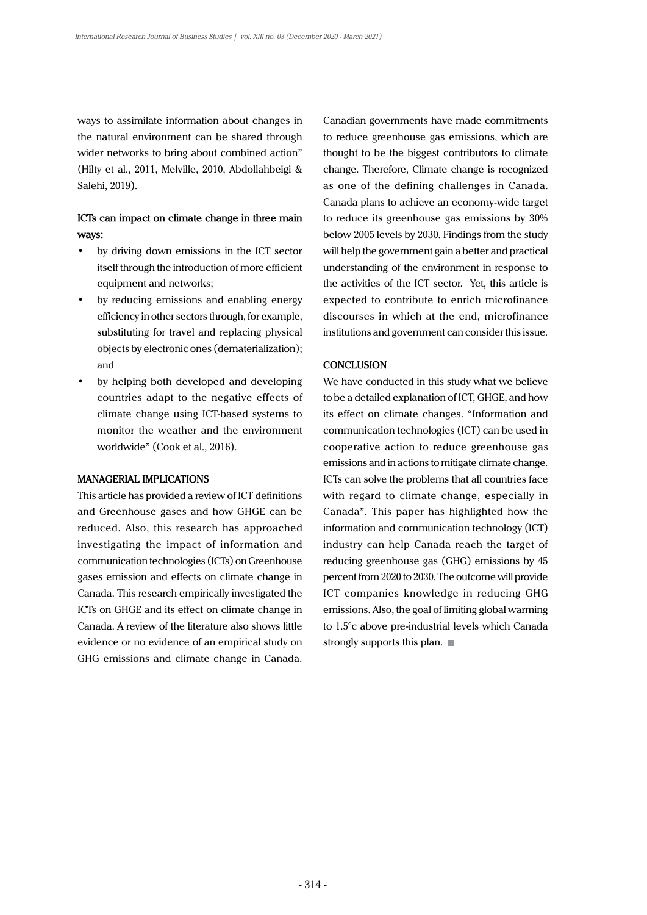ways to assimilate information about changes in the natural environment can be shared through wider networks to bring about combined action" (Hilty et al., 2011, Melville, 2010, Abdollahbeigi & Salehi, 2019).

**ICTs can impact on climate change in three main ways:**

- by driving down emissions in the ICT sector itself through the introduction of more efficient equipment and networks;
- by reducing emissions and enabling energy efficiency in other sectors through, for example, substituting for travel and replacing physical objects by electronic ones (dematerialization); and
- by helping both developed and developing countries adapt to the negative effects of climate change using ICT-based systems to monitor the weather and the environment worldwide" (Cook et al., 2016).

## MANAGERIAL IMPLICATIONS

This article has provided a review of ICT definitions and Greenhouse gases and how GHGE can be reduced. Also, this research has approached investigating the impact of information and communication technologies (ICTs) on Greenhouse gases emission and effects on climate change in Canada. This research empirically investigated the ICTs on GHGE and its effect on climate change in Canada. A review of the literature also shows little evidence or no evidence of an empirical study on GHG emissions and climate change in Canada. Canadian governments have made commitments to reduce greenhouse gas emissions, which are thought to be the biggest contributors to climate change. Therefore, Climate change is recognized as one of the defining challenges in Canada. Canada plans to achieve an economy-wide target to reduce its greenhouse gas emissions by 30% below 2005 levels by 2030. Findings from the study will help the government gain a better and practical understanding of the environment in response to the activities of the ICT sector. Yet, this article is expected to contribute to enrich microfinance discourses in which at the end, microfinance institutions and government can consider this issue.

## CONCLUSION

We have conducted in this study what we believe to be a detailed explanation of ICT, GHGE, and how its effect on climate changes. "Information and communication technologies (ICT) can be used in cooperative action to reduce greenhouse gas emissions and in actions to mitigate climate change. ICTs can solve the problems that all countries face with regard to climate change, especially in Canada". This paper has highlighted how the information and communication technology (ICT) industry can help Canada reach the target of reducing greenhouse gas (GHG) emissions by 45 percent from 2020 to 2030. The outcome will provide ICT companies knowledge in reducing GHG emissions. Also, the goal of limiting global warming to 1.5°c above pre-industrial levels which Canada strongly supports this plan.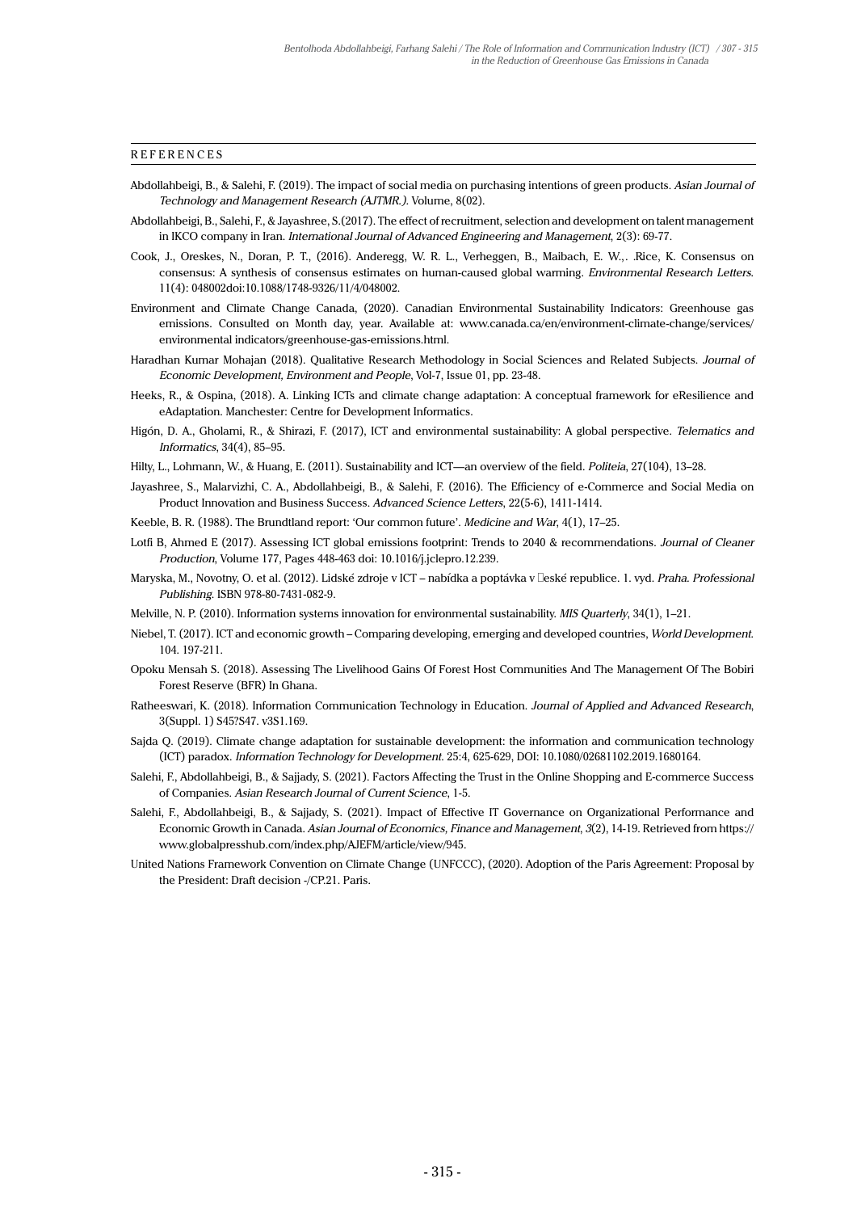## REFERENCES

Abdollahbeigi, B., & Salehi, F. (2019). The impact of social media on purchasing intentions of green products. *Asian Journal of Technology and Management Research (AJTMR.)*. Volume, 8(02).

Abdollahbeigi, B., Salehi, F., & Jayashree, S.(2017). The effect of recruitment, selection and development on talent management in IKCO company in Iran. *International Journal of Advanced Engineering and Management*, 2(3): 69-77.

Cook, J., Oreskes, N., Doran, P. T., (2016). Anderegg, W. R. L., Verheggen, B., Maibach, E. W.,. .Rice, K. Consensus on consensus: A synthesis of consensus estimates on human-caused global warming. *Environmental Research Letters.* 11(4): 048002doi:10.1088/1748-9326/11/4/048002.

Environment and Climate Change Canada, (2020). Canadian Environmental Sustainability Indicators: Greenhouse gas emissions. Consulted on Month day, year. Available at: www.canada.ca/en/environment-climate-change/services/environmental indicators/greenhouse-gas-emissions.html.

Haradhan Kumar Mohajan (2018). Qualitative Research Methodology in Social Sciences and Related Subjects. *Journal of Economic Development, Environment and People*, Vol-7, Issue 01, pp. 23-48.

Heeks, R., & Ospina, (2018). A. Linking ICTs and climate change adaptation: A conceptual framework for eResilience and eAdaptation. Manchester: Centre for Development Informatics.

Higón, D. A., Gholami, R., & Shirazi, F. (2017), ICT and environmental sustainability: A global perspective. *Telematics and Informatics*, 34(4), 85–95.

Hilty, L., Lohmann, W., & Huang, E. (2011). Sustainability and ICT—an overview of the field. *Politeia*, 27(104), 13–28.

Jayashree, S., Malarvizhi, C. A., Abdollahbeigi, B., & Salehi, F. (2016). The Efficiency of e-Commerce and Social Media on Product Innovation and Business Success. *Advanced Science Letters*, 22(5-6), 1411-1414.

Keeble, B. R. (1988). The Brundtland report: 'Our common future'. *Medicine and War*, 4(1), 17–25.

Lotfi B, Ahmed E (2017). Assessing ICT global emissions footprint: Trends to 2040 & recommendations. *Journal of Cleaner Production*, Volume 177, Pages 448-463 doi: 10.1016/j.jclepro.12.239.

Maryska, M., Novotny, O. et al. (2012). Lidské zdroje v ICT – nabídka a poptávka v eské republice. 1. vyd. *Praha. Professional Publishing.* ISBN 978-80-7431-082-9.

Melville, N. P. (2010). Information systems innovation for environmental sustainability. *MIS Quarterly*, 34(1), 1–21.

Niebel, T. (2017). ICT and economic growth – Comparing developing, emerging and developed countries, *World Development.* 104. 197-211.

Opoku Mensah S. (2018). Assessing The Livelihood Gains Of Forest Host Communities And The Management Of The Bobiri Forest Reserve (BFR) In Ghana.

Ratheeswari, K. (2018). Information Communication Technology in Education. *Journal of Applied and Advanced Research*, 3(Suppl. 1) S45?S47. v3S1.169.

Sajda Q. (2019). Climate change adaptation for sustainable development: the information and communication technology (ICT) paradox. *Information Technology for Development.* 25:4, 625-629, DOI: 10.1080/02681102.2019.1680164.

Salehi, F., Abdollahbeigi, B., & Sajjady, S. (2021). Factors Affecting the Trust in the Online Shopping and E-commerce Success of Companies. *Asian Research Journal of Current Science*, 1-5.

Salehi, F., Abdollahbeigi, B., & Sajjady, S. (2021). Impact of Effective IT Governance on Organizational Performance and Economic Growth in Canada. *Asian Journal of Economics, Finance and Management*, *3*(2), 14-19. Retrieved from https://www.globalpresshub.com/index.php/AJEFM/article/view/945.

United Nations Framework Convention on Climate Change (UNFCCC), (2020). Adoption of the Paris Agreement: Proposal by the President: Draft decision -/CP.21. Paris.